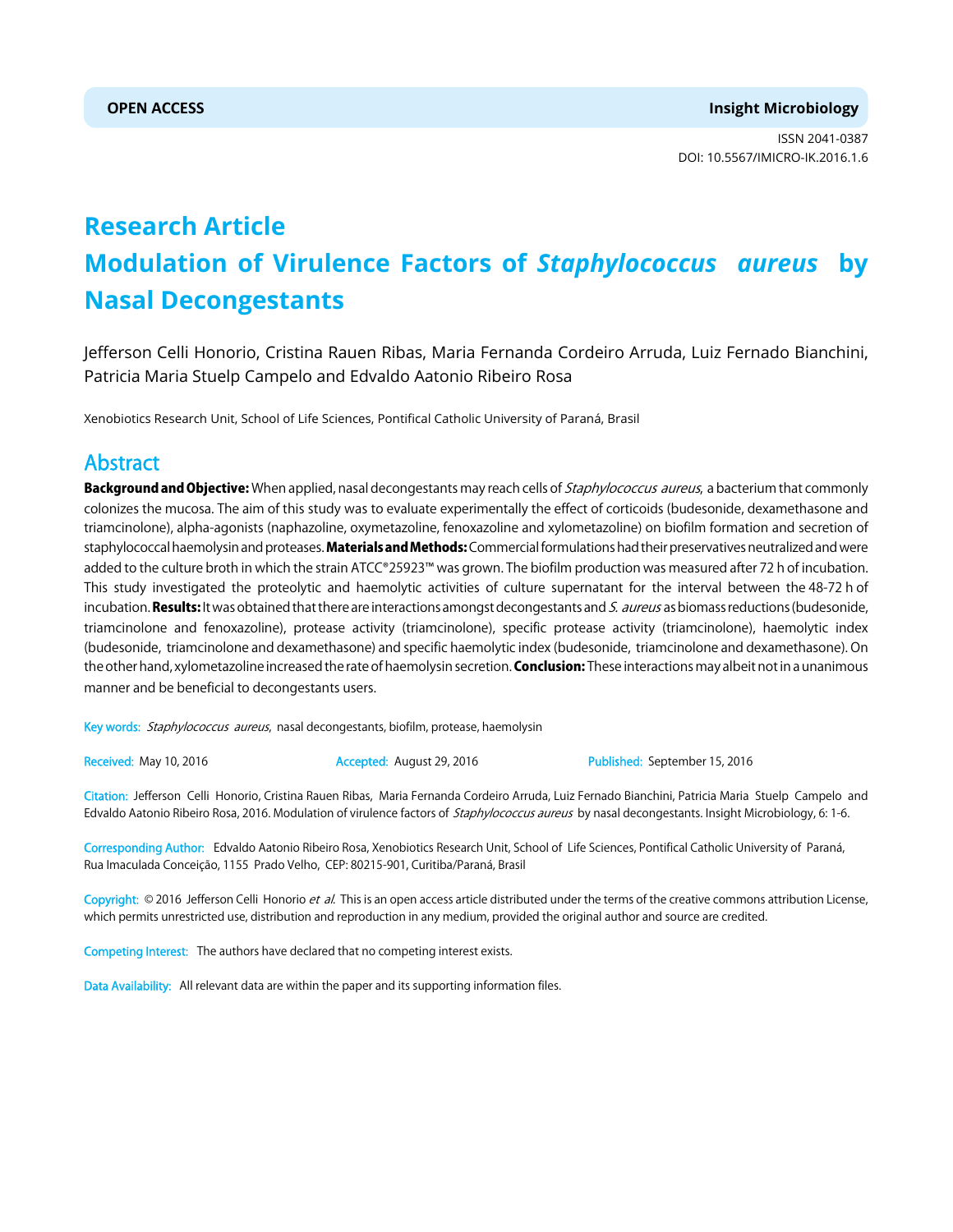**OPEN ACCESS** **Insight Microbiology**

ISSN 2041-0387
DOI: 10.5567/IMICRO-IK.2016.1.6

# Research Article
# Modulation of Virulence Factors of *Staphylococcus aureus* by Nasal Decongestants

Jefferson Celli Honorio, Cristina Rauen Ribas, Maria Fernanda Cordeiro Arruda, Luiz Fernando Bianchini, Patricia Maria Stuelp Campelo and Edvaldo Aatonio Ribeiro Rosa

Xenobiotics Research Unit, School of Life Sciences, Pontifical Catholic University of Paraná, Brasil

## Abstract

**Background and Objective:** When applied, nasal decongestants may reach cells of *Staphylococcus aureus*, a bacterium that commonly colonizes the mucosa. The aim of this study was to evaluate experimentally the effect of corticoids (budesonide, dexamethasone and triamcinolone), alpha-agonists (naphazoline, oxymetazoline, fenoxazoline and xylometazoline) on biofilm formation and secretion of staphylococcal haemolysin and proteases. **Materials and Methods:** Commercial formulations had their preservatives neutralized and were added to the culture broth in which the strain ATCC®25923™ was grown. The biofilm production was measured after 72 h of incubation. This study investigated the proteolytic and haemolytic activities of culture supernatant for the interval between the 48-72 h of incubation. **Results:** It was obtained that there are interactions amongst decongestants and *S. aureus* as biomass reductions (budesonide, triamcinolone and fenoxazoline), protease activity (triamcinolone), specific protease activity (triamcinolone), haemolytic index (budesonide, triamcinolone and dexamethasone) and specific haemolytic index (budesonide, triamcinolone and dexamethasone). On the other hand, xylometazoline increased the rate of haemolysin secretion. **Conclusion:** These interactions may albeit not in a unanimous manner and be beneficial to decongestants users.

Key words: *Staphylococcus aureus*, nasal decongestants, biofilm, protease, haemolysin

Received: May 10, 2016 Accepted: August 29, 2016 Published: September 15, 2016

Citation: Jefferson Celli Honorio, Cristina Rauen Ribas, Maria Fernanda Cordeiro Arruda, Luiz Fernando Bianchini, Patricia Maria Stuelp Campelo and Edvaldo Aatonio Ribeiro Rosa, 2016. Modulation of virulence factors of *Staphylococcus aureus* by nasal decongestants. Insight Microbiology, 6: 1-6.

Corresponding Author: Edvaldo Aatonio Ribeiro Rosa, Xenobiotics Research Unit, School of Life Sciences, Pontifical Catholic University of Paraná, Rua Imaculada Conceição, 1155 Prado Velho, CEP: 80215-901, Curitiba/Paraná, Brasil

Copyright: © 2016 Jefferson Celli Honorio *et al*. This is an open access article distributed under the terms of the creative commons attribution License, which permits unrestricted use, distribution and reproduction in any medium, provided the original author and source are credited.

Competing Interest: The authors have declared that no competing interest exists.

Data Availability: All relevant data are within the paper and its supporting information files.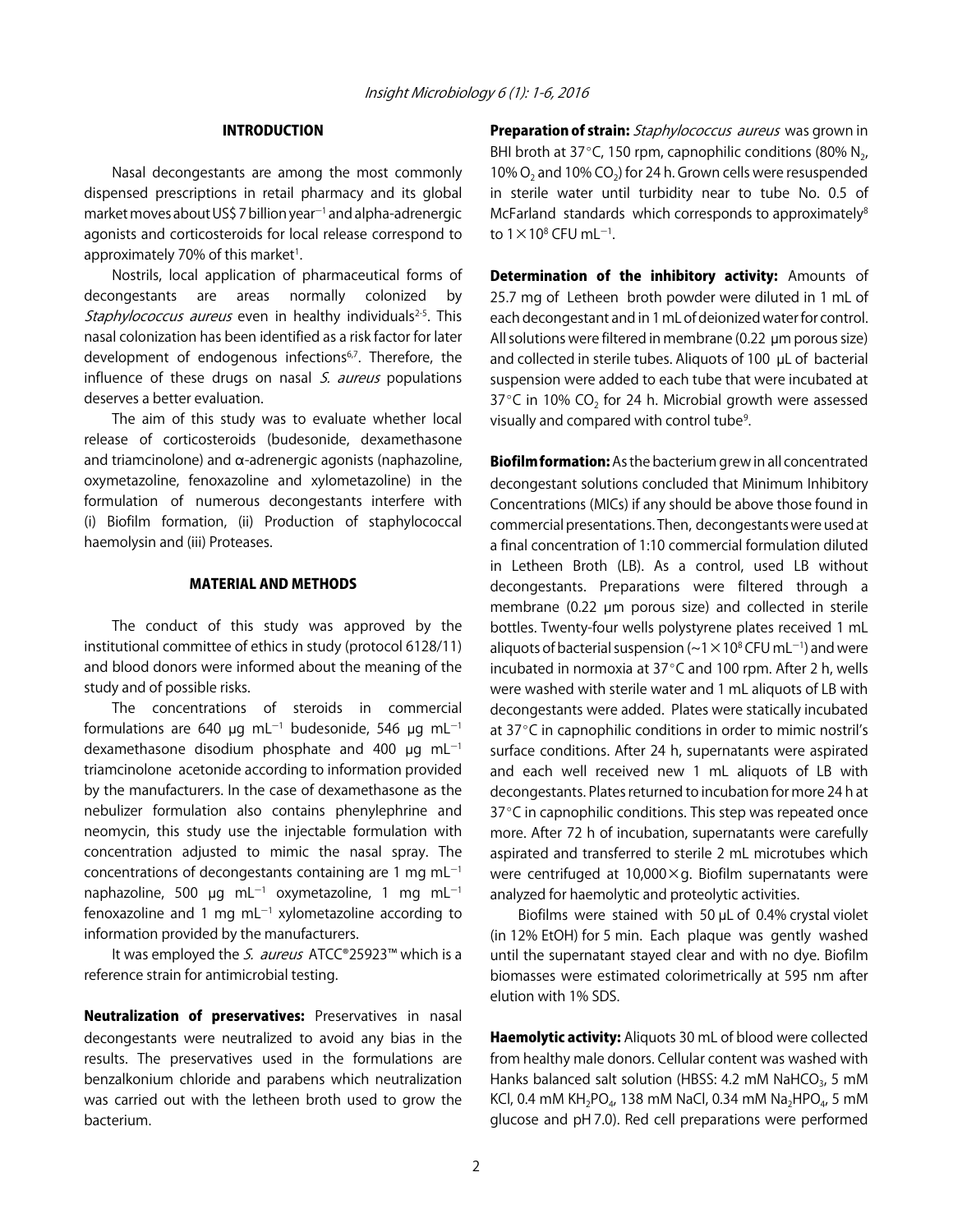## INTRODUCTION

Nasal decongestants are among the most commonly dispensed prescriptions in retail pharmacy and its global market moves about US$ 7 billion year$^{-1}$ and alpha-adrenergic agonists and corticosteroids for local release correspond to approximately 70% of this market[1].

Nostrils, local application of pharmaceutical forms of decongestants are areas normally colonized by *Staphylococcus aureus* even in healthy individuals[2-5]. This nasal colonization has been identified as a risk factor for later development of endogenous infections[6,7]. Therefore, the influence of these drugs on nasal *S. aureus* populations deserves a better evaluation.

The aim of this study was to evaluate whether local release of corticosteroids (budesonide, dexamethasone and triamcinolone) and α-adrenergic agonists (naphazoline, oxymetazoline, fenoxazoline and xylometazoline) in the formulation of numerous decongestants interfere with (i) Biofilm formation, (ii) Production of staphylococcal haemolysin and (iii) Proteases.

## MATERIAL AND METHODS

The conduct of this study was approved by the institutional committee of ethics in study (protocol 6128/11) and blood donors were informed about the meaning of the study and of possible risks.

The concentrations of steroids in commercial formulations are 640 μg mL$^{-1}$ budesonide, 546 μg mL$^{-1}$ dexamethasone disodium phosphate and 400 μg mL$^{-1}$ triamcinolone acetonide according to information provided by the manufacturers. In the case of dexamethasone as the nebulizer formulation also contains phenylephrine and neomycin, this study use the injectable formulation with concentration adjusted to mimic the nasal spray. The concentrations of decongestants containing are 1 mg mL$^{-1}$ naphazoline, 500 μg mL$^{-1}$ oxymetazoline, 1 mg mL$^{-1}$ fenoxazoline and 1 mg mL$^{-1}$ xylometazoline according to information provided by the manufacturers.

It was employed the *S. aureus* ATCC®25923™ which is a reference strain for antimicrobial testing.

**Neutralization of preservatives:** Preservatives in nasal decongestants were neutralized to avoid any bias in the results. The preservatives used in the formulations are benzalkonium chloride and parabens which neutralization was carried out with the letheen broth used to grow the bacterium.

**Preparation of strain:** *Staphylococcus aureus* was grown in BHI broth at 37°C, 150 rpm, capnophilic conditions (80% $N_2$, 10% $O_2$ and 10% $CO_2$) for 24 h. Grown cells were resuspended in sterile water until turbidity near to tube No. 0.5 of McFarland standards which corresponds to approximately[8] to $1\times10^8$ CFU mL$^{-1}$.

**Determination of the inhibitory activity:** Amounts of 25.7 mg of Letheen broth powder were diluted in 1 mL of each decongestant and in 1 mL of deionized water for control. All solutions were filtered in membrane (0.22 μm porous size) and collected in sterile tubes. Aliquots of 100 μL of bacterial suspension were added to each tube that were incubated at 37°C in 10% $CO_2$ for 24 h. Microbial growth were assessed visually and compared with control tube[9].

**Biofilm formation:** As the bacterium grew in all concentrated decongestant solutions concluded that Minimum Inhibitory Concentrations (MICs) if any should be above those found in commercial presentations. Then, decongestants were used at a final concentration of 1:10 commercial formulation diluted in Letheen Broth (LB). As a control, used LB without decongestants. Preparations were filtered through a membrane (0.22 μm porous size) and collected in sterile bottles. Twenty-four wells polystyrene plates received 1 mL aliquots of bacterial suspension (~$1\times10^8$ CFU mL$^{-1}$) and were incubated in normoxia at 37°C and 100 rpm. After 2 h, wells were washed with sterile water and 1 mL aliquots of LB with decongestants were added. Plates were statically incubated at 37°C in capnophilic conditions in order to mimic nostril's surface conditions. After 24 h, supernatants were aspirated and each well received new 1 mL aliquots of LB with decongestants. Plates returned to incubation for more 24 h at 37°C in capnophilic conditions. This step was repeated once more. After 72 h of incubation, supernatants were carefully aspirated and transferred to sterile 2 mL microtubes which were centrifuged at 10,000×g. Biofilm supernatants were analyzed for haemolytic and proteolytic activities.

Biofilms were stained with 50 μL of 0.4% crystal violet (in 12% EtOH) for 5 min. Each plaque was gently washed until the supernatant stayed clear and with no dye. Biofilm biomasses were estimated colorimetrically at 595 nm after elution with 1% SDS.

**Haemolytic activity:** Aliquots 30 mL of blood were collected from healthy male donors. Cellular content was washed with Hanks balanced salt solution (HBSS: 4.2 mM $NaHCO_3$, 5 mM KCl, 0.4 mM $KH_2PO_4$, 138 mM NaCl, 0.34 mM $Na_2HPO_4$, 5 mM glucose and pH 7.0). Red cell preparations were performed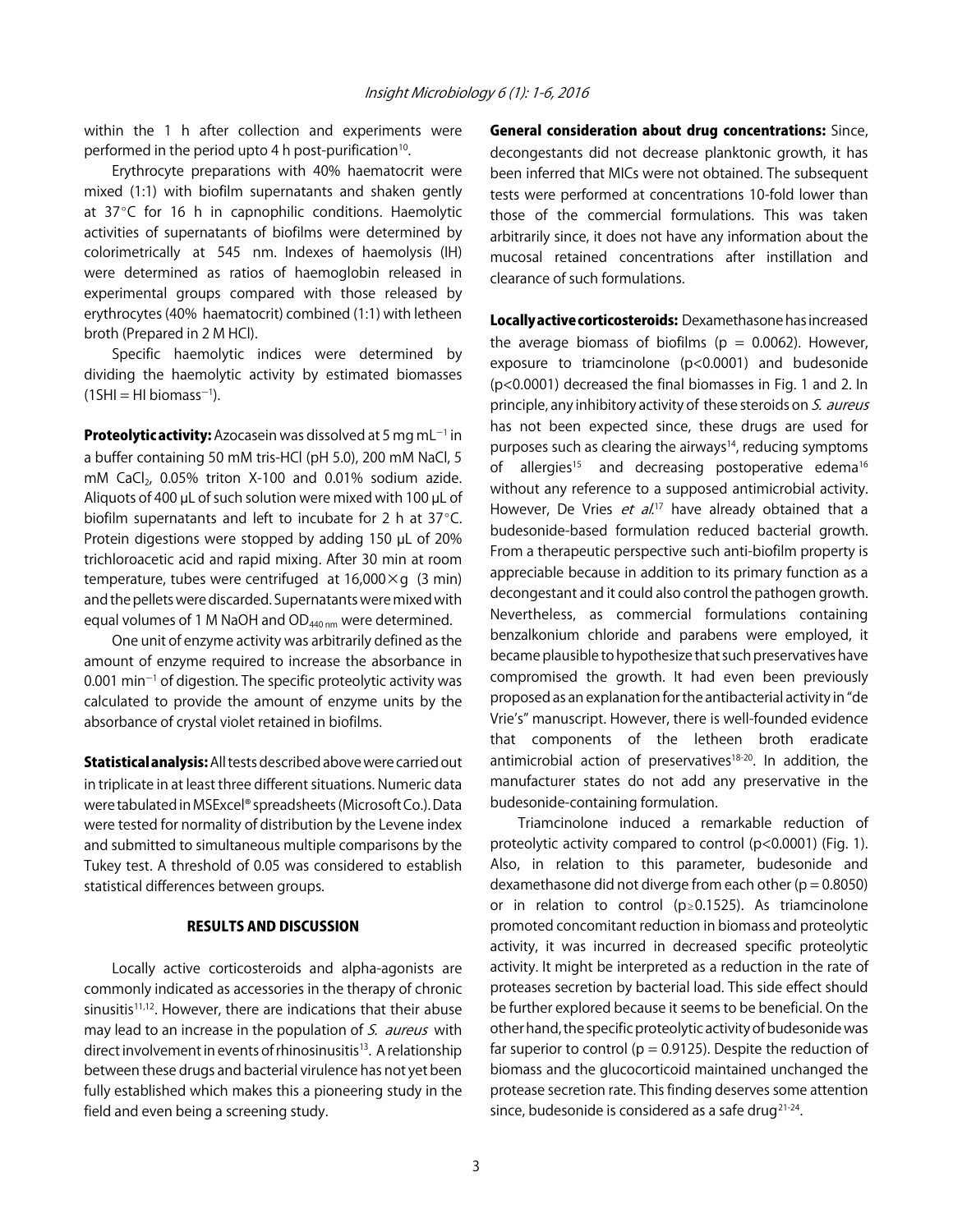within the 1 h after collection and experiments were performed in the period upto 4 h post-purification[10].

Erythrocyte preparations with 40% haematocrit were mixed (1:1) with biofilm supernatants and shaken gently at 37°C for 16 h in capnophilic conditions. Haemolytic activities of supernatants of biofilms were determined by colorimetrically at 545 nm. Indexes of haemolysis (IH) were determined as ratios of haemoglobin released in experimental groups compared with those released by erythrocytes (40% haematocrit) combined (1:1) with letheen broth (Prepared in 2 M HCl).

Specific haemolytic indices were determined by dividing the haemolytic activity by estimated biomasses ($1SHI = HI\ biomass^{-1}$).

**Proteolytic activity:** Azocasein was dissolved at 5 mg $mL^{-1}$ in a buffer containing 50 mM tris-HCl (pH 5.0), 200 mM NaCl, 5 mM $CaCl_2$, 0.05% triton X-100 and 0.01% sodium azide. Aliquots of 400 µL of such solution were mixed with 100 µL of biofilm supernatants and left to incubate for 2 h at 37°C. Protein digestions were stopped by adding 150 µL of 20% trichloroacetic acid and rapid mixing. After 30 min at room temperature, tubes were centrifuged at 16,000×g (3 min) and the pellets were discarded. Supernatants were mixed with equal volumes of 1 M NaOH and $OD_{440\ nm}$ were determined.

One unit of enzyme activity was arbitrarily defined as the amount of enzyme required to increase the absorbance in 0.001 $min^{-1}$ of digestion. The specific proteolytic activity was calculated to provide the amount of enzyme units by the absorbance of crystal violet retained in biofilms.

**Statistical analysis:** All tests described above were carried out in triplicate in at least three different situations. Numeric data were tabulated in MSExcel® spreadsheets (Microsoft Co.). Data were tested for normality of distribution by the Levene index and submitted to simultaneous multiple comparisons by the Tukey test. A threshold of 0.05 was considered to establish statistical differences between groups.

## RESULTS AND DISCUSSION

Locally active corticosteroids and alpha-agonists are commonly indicated as accessories in the therapy of chronic sinusitis[11,12]. However, there are indications that their abuse may lead to an increase in the population of *S. aureus* with direct involvement in events of rhinosinusitis[13]. A relationship between these drugs and bacterial virulence has not yet been fully established which makes this a pioneering study in the field and even being a screening study.

**General consideration about drug concentrations:** Since, decongestants did not decrease planktonic growth, it has been inferred that MICs were not obtained. The subsequent tests were performed at concentrations 10-fold lower than those of the commercial formulations. This was taken arbitrarily since, it does not have any information about the mucosal retained concentrations after instillation and clearance of such formulations.

**Locally active corticosteroids:** Dexamethasone has increased the average biomass of biofilms ($p = 0.0062$). However, exposure to triamcinolone ($p<0.0001$) and budesonide ($p<0.0001$) decreased the final biomasses in Fig. 1 and 2. In principle, any inhibitory activity of these steroids on *S. aureus* has not been expected since, these drugs are used for purposes such as clearing the airways[14], reducing symptoms of allergies[15] and decreasing postoperative edema[16] without any reference to a supposed antimicrobial activity. However, De Vries *et al.*[17] have already obtained that a budesonide-based formulation reduced bacterial growth. From a therapeutic perspective such anti-biofilm property is appreciable because in addition to its primary function as a decongestant and it could also control the pathogen growth. Nevertheless, as commercial formulations containing benzalkonium chloride and parabens were employed, it became plausible to hypothesize that such preservatives have compromised the growth. It had even been previously proposed as an explanation for the antibacterial activity in "de Vrie's" manuscript. However, there is well-founded evidence that components of the letheen broth eradicate antimicrobial action of preservatives[18-20]. In addition, the manufacturer states do not add any preservative in the budesonide-containing formulation.

Triamcinolone induced a remarkable reduction of proteolytic activity compared to control ($p<0.0001$) (Fig. 1). Also, in relation to this parameter, budesonide and dexamethasone did not diverge from each other ($p = 0.8050$) or in relation to control ($p \geq 0.1525$). As triamcinolone promoted concomitant reduction in biomass and proteolytic activity, it was incurred in decreased specific proteolytic activity. It might be interpreted as a reduction in the rate of proteases secretion by bacterial load. This side effect should be further explored because it seems to be beneficial. On the other hand, the specific proteolytic activity of budesonide was far superior to control ($p = 0.9125$). Despite the reduction of biomass and the glucocorticoid maintained unchanged the protease secretion rate. This finding deserves some attention since, budesonide is considered as a safe drug[21-24].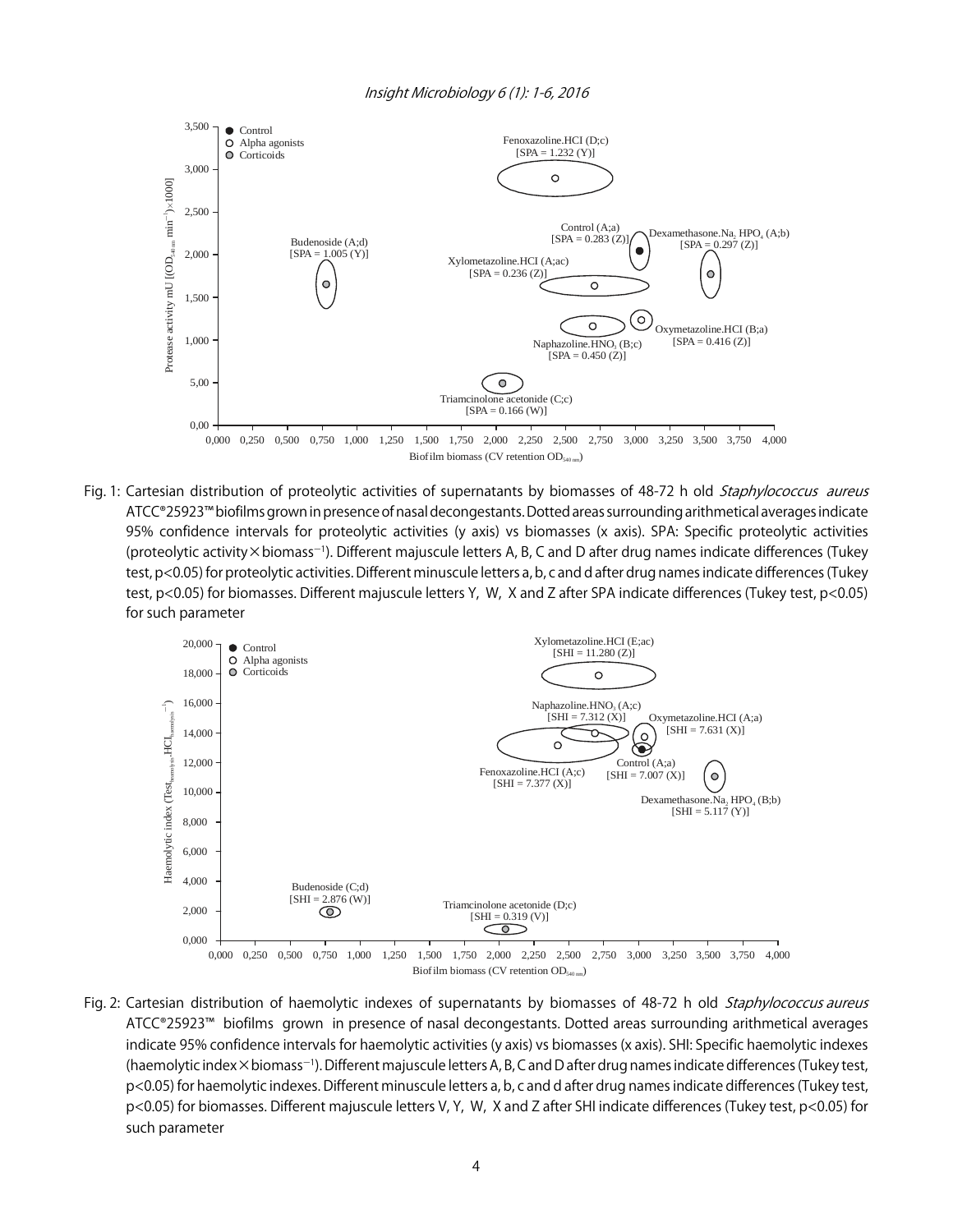Fig. 1: Cartesian distribution of proteolytic activities of supernatants by biomasses of 48-72 h old *Staphylococcus aureus* ATCC®25923™ biofilms grown in presence of nasal decongestants. Dotted areas surrounding arithmetical averages indicate 95% confidence intervals for proteolytic activities (y axis) vs biomasses (x axis). SPA: Specific proteolytic activities (proteolytic activity × biomass$^{-1}$). Different majuscule letters A, B, C and D after drug names indicate differences (Tukey test, $p<0.05$) for proteolytic activities. Different minuscule letters a, b, c and d after drug names indicate differences (Tukey test, $p<0.05$) for biomasses. Different majuscule letters Y, W, X and Z after SPA indicate differences (Tukey test, $p<0.05$) for such parameter

Fig. 2: Cartesian distribution of haemolytic indexes of supernatants by biomasses of 48-72 h old *Staphylococcus aureus* ATCC®25923™ biofilms grown in presence of nasal decongestants. Dotted areas surrounding arithmetical averages indicate 95% confidence intervals for haemolytic activities (y axis) vs biomasses (x axis). SHI: Specific haemolytic indexes (haemolytic index × biomass$^{-1}$). Different majuscule letters A, B, C and D after drug names indicate differences (Tukey test, $p<0.05$) for haemolytic indexes. Different minuscule letters a, b, c and d after drug names indicate differences (Tukey test, $p<0.05$) for biomasses. Different majuscule letters V, Y, W, X and Z after SHI indicate differences (Tukey test, $p<0.05$) for such parameter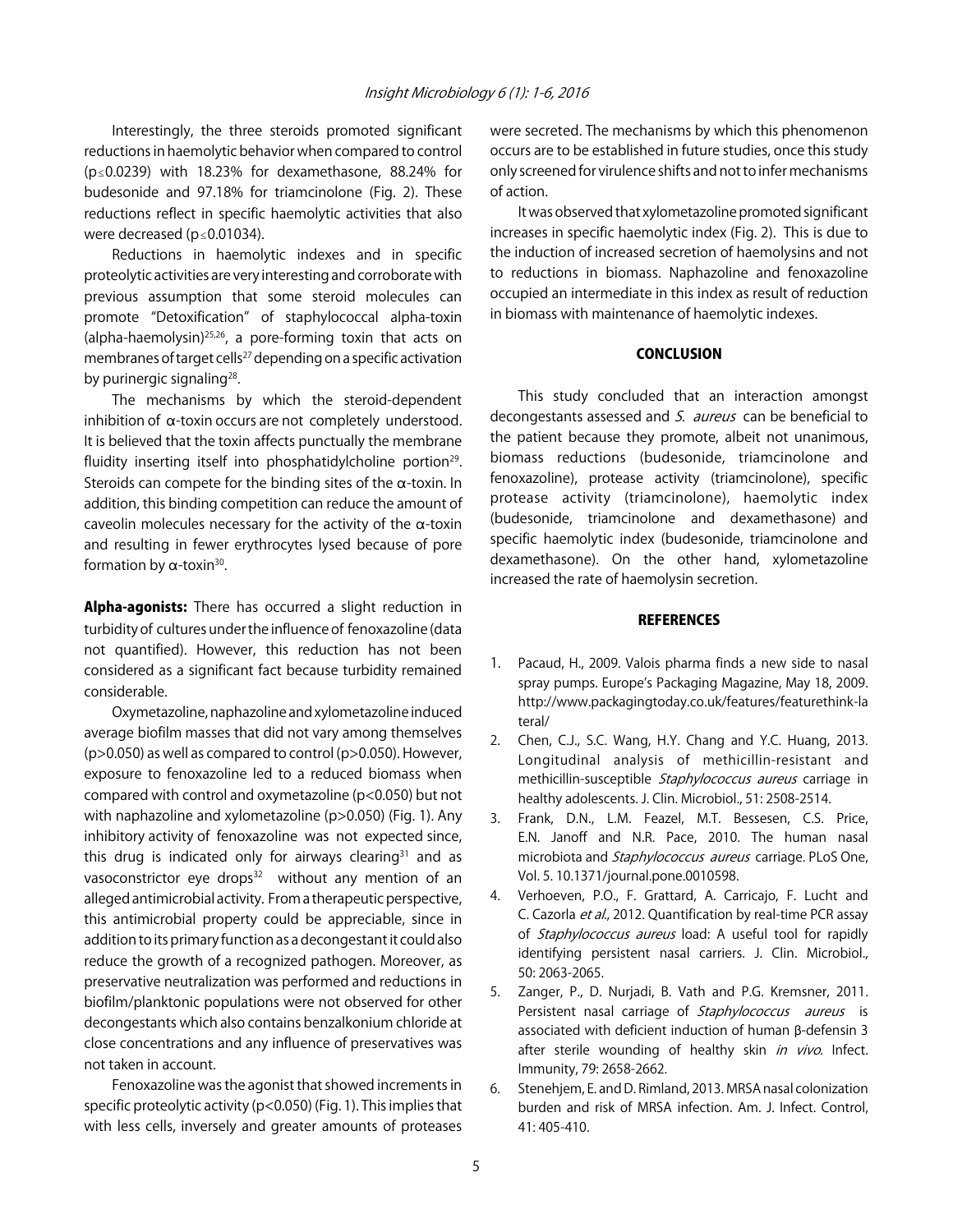Interestingly, the three steroids promoted significant reductions in haemolytic behavior when compared to control ($p \leq 0.0239$) with 18.23% for dexamethasone, 88.24% for budesonide and 97.18% for triamcinolone (Fig. 2). These reductions reflect in specific haemolytic activities that also were decreased ($p \leq 0.01034$).

Reductions in haemolytic indexes and in specific proteolytic activities are very interesting and corroborate with previous assumption that some steroid molecules can promote "Detoxification" of staphylococcal alpha-toxin (alpha-haemolysin)[25,26], a pore-forming toxin that acts on membranes of target cells[27] depending on a specific activation by purinergic signaling[28].

The mechanisms by which the steroid-dependent inhibition of α-toxin occurs are not completely understood. It is believed that the toxin affects punctually the membrane fluidity inserting itself into phosphatidylcholine portion[29]. Steroids can compete for the binding sites of the α-toxin. In addition, this binding competition can reduce the amount of caveolin molecules necessary for the activity of the α-toxin and resulting in fewer erythrocytes lysed because of pore formation by α-toxin[30].

**Alpha-agonists:** There has occurred a slight reduction in turbidity of cultures under the influence of fenoxazoline (data not quantified). However, this reduction has not been considered as a significant fact because turbidity remained considerable.

Oxymetazoline, naphazoline and xylometazoline induced average biofilm masses that did not vary among themselves ($p > 0.050$) as well as compared to control ($p > 0.050$). However, exposure to fenoxazoline led to a reduced biomass when compared with control and oxymetazoline ($p < 0.050$) but not with naphazoline and xylometazoline ($p > 0.050$) (Fig. 1). Any inhibitory activity of fenoxazoline was not expected since, this drug is indicated only for airways clearing[31] and as vasoconstrictor eye drops[32] without any mention of an alleged antimicrobial activity. From a therapeutic perspective, this antimicrobial property could be appreciable, since in addition to its primary function as a decongestant it could also reduce the growth of a recognized pathogen. Moreover, as preservative neutralization was performed and reductions in biofilm/planktonic populations were not observed for other decongestants which also contains benzalkonium chloride at close concentrations and any influence of preservatives was not taken in account.

Fenoxazoline was the agonist that showed increments in specific proteolytic activity ($p < 0.050$) (Fig. 1). This implies that with less cells, inversely and greater amounts of proteases were secreted. The mechanisms by which this phenomenon occurs are to be established in future studies, once this study only screened for virulence shifts and not to infer mechanisms of action.

It was observed that xylometazoline promoted significant increases in specific haemolytic index (Fig. 2). This is due to the induction of increased secretion of haemolysins and not to reductions in biomass. Naphazoline and fenoxazoline occupied an intermediate in this index as result of reduction in biomass with maintenance of haemolytic indexes.

## CONCLUSION

This study concluded that an interaction amongst decongestants assessed and *S. aureus* can be beneficial to the patient because they promote, albeit not unanimous, biomass reductions (budesonide, triamcinolone and fenoxazoline), protease activity (triamcinolone), specific protease activity (triamcinolone), haemolytic index (budesonide, triamcinolone and dexamethasone) and specific haemolytic index (budesonide, triamcinolone and dexamethasone). On the other hand, xylometazoline increased the rate of haemolysin secretion.

## REFERENCES

1. Pacaud, H., 2009. Valois pharma finds a new side to nasal spray pumps. Europe's Packaging Magazine, May 18, 2009. http://www.packagingtoday.co.uk/features/featurethink-lateral/
2. Chen, C.J., S.C. Wang, H.Y. Chang and Y.C. Huang, 2013. Longitudinal analysis of methicillin-resistant and methicillin-susceptible *Staphylococcus aureus* carriage in healthy adolescents. J. Clin. Microbiol., 51: 2508-2514.
3. Frank, D.N., L.M. Feazel, M.T. Bessesen, C.S. Price, E.N. Janoff and N.R. Pace, 2010. The human nasal microbiota and *Staphylococcus aureus* carriage. PLoS One, Vol. 5. 10.1371/journal.pone.0010598.
4. Verhoeven, P.O., F. Grattard, A. Carricajo, F. Lucht and C. Cazorla *et al*., 2012. Quantification by real-time PCR assay of *Staphylococcus aureus* load: A useful tool for rapidly identifying persistent nasal carriers. J. Clin. Microbiol., 50: 2063-2065.
5. Zanger, P., D. Nurjadi, B. Vath and P.G. Kremsner, 2011. Persistent nasal carriage of *Staphylococcus aureus* is associated with deficient induction of human β-defensin 3 after sterile wounding of healthy skin *in vivo*. Infect. Immunity, 79: 2658-2662.
6. Stenehjem, E. and D. Rimland, 2013. MRSA nasal colonization burden and risk of MRSA infection. Am. J. Infect. Control, 41: 405-410.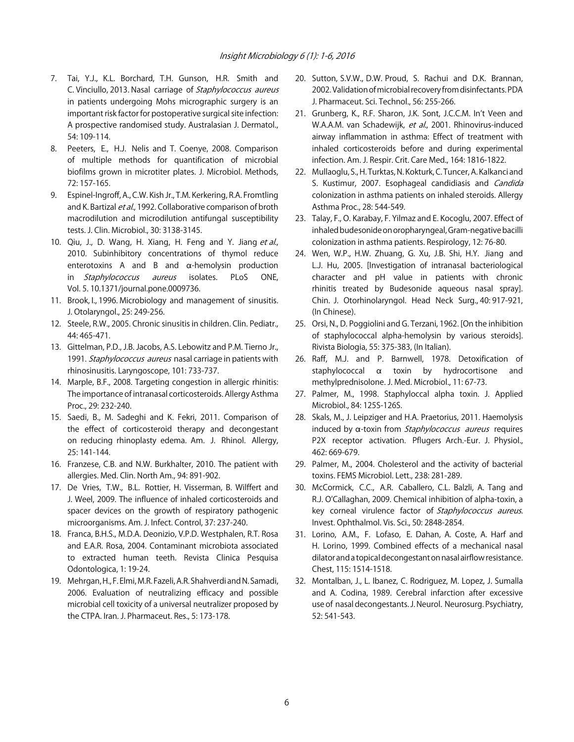7. Tai, Y.J., K.L. Borchard, T.H. Gunson, H.R. Smith and C. Vinciullo, 2013. Nasal carriage of *Staphylococcus aureus* in patients undergoing Mohs micrographic surgery is an important risk factor for postoperative surgical site infection: A prospective randomised study. Australasian J. Dermatol., 54: 109-114.
8. Peeters, E., H.J. Nelis and T. Coenye, 2008. Comparison of multiple methods for quantification of microbial biofilms grown in microtiter plates. J. Microbiol. Methods, 72: 157-165.
9. Espinel-Ingroff, A., C.W. Kish Jr., T.M. Kerkering, R.A. Fromtling and K. Bartizal *et al*., 1992. Collaborative comparison of broth macrodilution and microdilution antifungal susceptibility tests. J. Clin. Microbiol., 30: 3138-3145.
10. Qiu, J., D. Wang, H. Xiang, H. Feng and Y. Jiang *et al*., 2010. Subinhibitory concentrations of thymol reduce enterotoxins A and B and α-hemolysin production in *Staphylococcus aureus* isolates. PLoS ONE, Vol. 5. 10.1371/journal.pone.0009736.
11. Brook, I., 1996. Microbiology and management of sinusitis. J. Otolaryngol., 25: 249-256.
12. Steele, R.W., 2005. Chronic sinusitis in children. Clin. Pediatr., 44: 465-471.
13. Gittelman, P.D., J.B. Jacobs, A.S. Lebowitz and P.M. Tierno Jr., 1991. *Staphylococcus aureus* nasal carriage in patients with rhinosinusitis. Laryngoscope, 101: 733-737.
14. Marple, B.F., 2008. Targeting congestion in allergic rhinitis: The importance of intranasal corticosteroids. Allergy Asthma Proc., 29: 232-240.
15. Saedi, B., M. Sadeghi and K. Fekri, 2011. Comparison of the effect of corticosteroid therapy and decongestant on reducing rhinoplasty edema. Am. J. Rhinol. Allergy, 25: 141-144.
16. Franzese, C.B. and N.W. Burkhalter, 2010. The patient with allergies. Med. Clin. North Am., 94: 891-902.
17. De Vries, T.W., B.L. Rottier, H. Visserman, B. Wilffert and J. Weel, 2009. The influence of inhaled corticosteroids and spacer devices on the growth of respiratory pathogenic microorganisms. Am. J. Infect. Control, 37: 237-240.
18. Franca, B.H.S., M.D.A. Deonizio, V.P.D. Westphalen, R.T. Rosa and E.A.R. Rosa, 2004. Contaminant microbiota associated to extracted human teeth. Revista Clinica Pesquisa Odontologica, 1: 19-24.
19. Mehrgan, H., F. Elmi, M.R. Fazeli, A.R. Shahverdi and N. Samadi, 2006. Evaluation of neutralizing efficacy and possible microbial cell toxicity of a universal neutralizer proposed by the CTPA. Iran. J. Pharmaceut. Res., 5: 173-178.
20. Sutton, S.V.W., D.W. Proud, S. Rachui and D.K. Brannan, 2002. Validation of microbial recovery from disinfectants. PDA J. Pharmaceut. Sci. Technol., 56: 255-266.
21. Grunberg, K., R.F. Sharon, J.K. Sont, J.C.C.M. In't Veen and W.A.A.M. van Schadewijk, *et al*., 2001. Rhinovirus-induced airway inflammation in asthma: Effect of treatment with inhaled corticosteroids before and during experimental infection. Am. J. Respir. Crit. Care Med., 164: 1816-1822.
22. Mullaoglu, S., H. Turktas, N. Kokturk, C. Tuncer, A. Kalkanci and S. Kustimur, 2007. Esophageal candidiasis and *Candida* colonization in asthma patients on inhaled steroids. Allergy Asthma Proc., 28: 544-549.
23. Talay, F., O. Karabay, F. Yilmaz and E. Kocoglu, 2007. Effect of inhaled budesonide on oropharyngeal, Gram-negative bacilli colonization in asthma patients. Respirology, 12: 76-80.
24. Wen, W.P., H.W. Zhuang, G. Xu, J.B. Shi, H.Y. Jiang and L.J. Hu, 2005. [Investigation of intranasal bacteriological character and pH value in patients with chronic rhinitis treated by Budesonide aqueous nasal spray]. Chin. J. Otorhinolaryngol. Head Neck Surg., 40: 917-921, (In Chinese).
25. Orsi, N., D. Poggiolini and G. Terzani, 1962. [On the inhibition of staphylococcal alpha-hemolysin by various steroids]. Rivista Biologia, 55: 375-383, (In Italian).
26. Raff, M.J. and P. Barnwell, 1978. Detoxification of staphylococcal α toxin by hydrocortisone and methylprednisolone. J. Med. Microbiol., 11: 67-73.
27. Palmer, M., 1998. Staphyloccal alpha toxin. J. Applied Microbiol., 84: 125S-126S.
28. Skals, M., J. Leipziger and H.A. Praetorius, 2011. Haemolysis induced by α-toxin from *Staphylococcus aureus* requires P2X receptor activation. Pflugers Arch.-Eur. J. Physiol., 462: 669-679.
29. Palmer, M., 2004. Cholesterol and the activity of bacterial toxins. FEMS Microbiol. Lett., 238: 281-289.
30. McCormick, C.C., A.R. Caballero, C.L. Balzli, A. Tang and R.J. O'Callaghan, 2009. Chemical inhibition of alpha-toxin, a key corneal virulence factor of *Staphylococcus aureus*. Invest. Ophthalmol. Vis. Sci., 50: 2848-2854.
31. Lorino, A.M., F. Lofaso, E. Dahan, A. Coste, A. Harf and H. Lorino, 1999. Combined effects of a mechanical nasal dilator and a topical decongestant on nasal airflow resistance. Chest, 115: 1514-1518.
32. Montalban, J., L. Ibanez, C. Rodriguez, M. Lopez, J. Sumalla and A. Codina, 1989. Cerebral infarction after excessive use of nasal decongestants. J. Neurol. Neurosurg. Psychiatry, 52: 541-543.